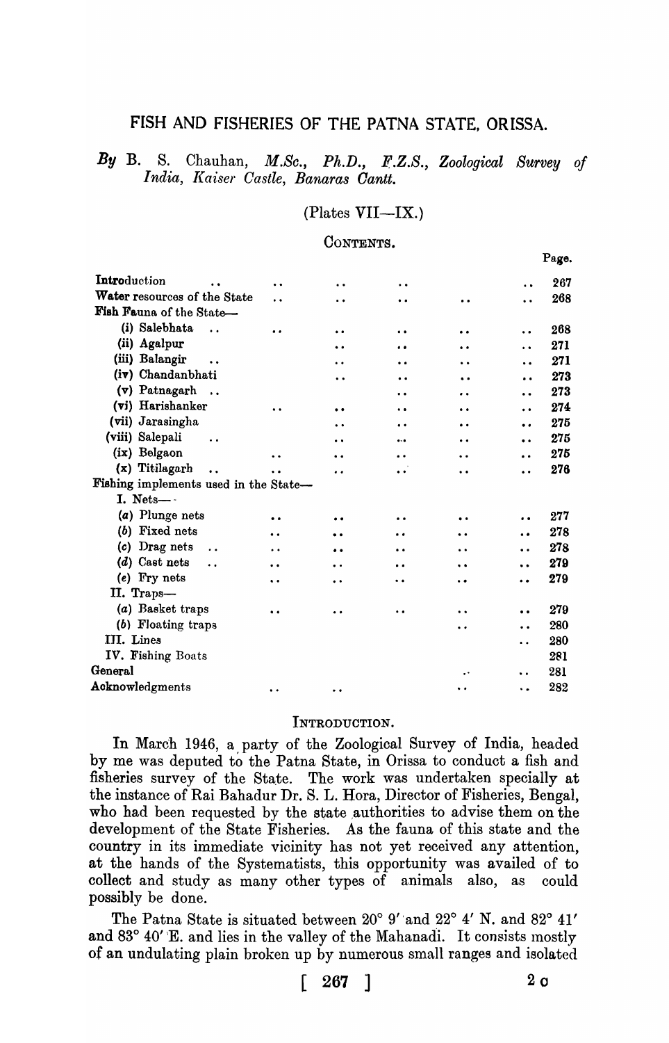# FISH AND FISHERIES OF THE PATNA STATE, ORISSA.

*By* B. S. Chauhan, *M.Sc., Ph.D., F.Z.S., Zoological Survey of India, Kaiser Castle, Banaras Cantt.*

(Plates VII—IX.)

CONTENTS.

| | Page. |
|---|---|
| Introduction | 267 |
| Water resources of the State | 268 |
| Fish Fauna of the State— | |
| (i) Salebhata | 268 |
| (ii) Agalpur | 271 |
| (iii) Balangir | 271 |
| (iv) Chandanbhati | 273 |
| (v) Patnagarh | 273 |
| (vi) Harishanker | 274 |
| (vii) Jarasingha | 275 |
| (viii) Salepali | 275 |
| (ix) Belgaon | 275 |
| (x) Titilagarh | 276 |
| Fishing implements used in the State— | |
| I. Nets— | |
| (a) Plunge nets | 277 |
| (b) Fixed nets | 278 |
| (c) Drag nets | 278 |
| (d) Cast nets | 279 |
| (e) Fry nets | 279 |
| II. Traps— | |
| (a) Basket traps | 279 |
| (b) Floating traps | 280 |
| III. Lines | 280 |
| IV. Fishing Boats | 281 |
| General | 281 |
| Acknowledgments | 282 |

## INTRODUCTION.

In March 1946, a party of the Zoological Survey of India, headed by me was deputed to the Patna State, in Orissa to conduct a fish and fisheries survey of the State. The work was undertaken specially at the instance of Rai Bahadur Dr. S. L. Hora, Director of Fisheries, Bengal, who had been requested by the state authorities to advise them on the development of the State Fisheries. As the fauna of this state and the country in its immediate vicinity has not yet received any attention, at the hands of the Systematists, this opportunity was availed of to collect and study as many other types of animals also, as could possibly be done.

The Patna State is situated between 20° 9′ and 22° 4′ N. and 82° 41′ and 83° 40′ E. and lies in the valley of the Mahanadi. It consists mostly of an undulating plain broken up by numerous small ranges and isolated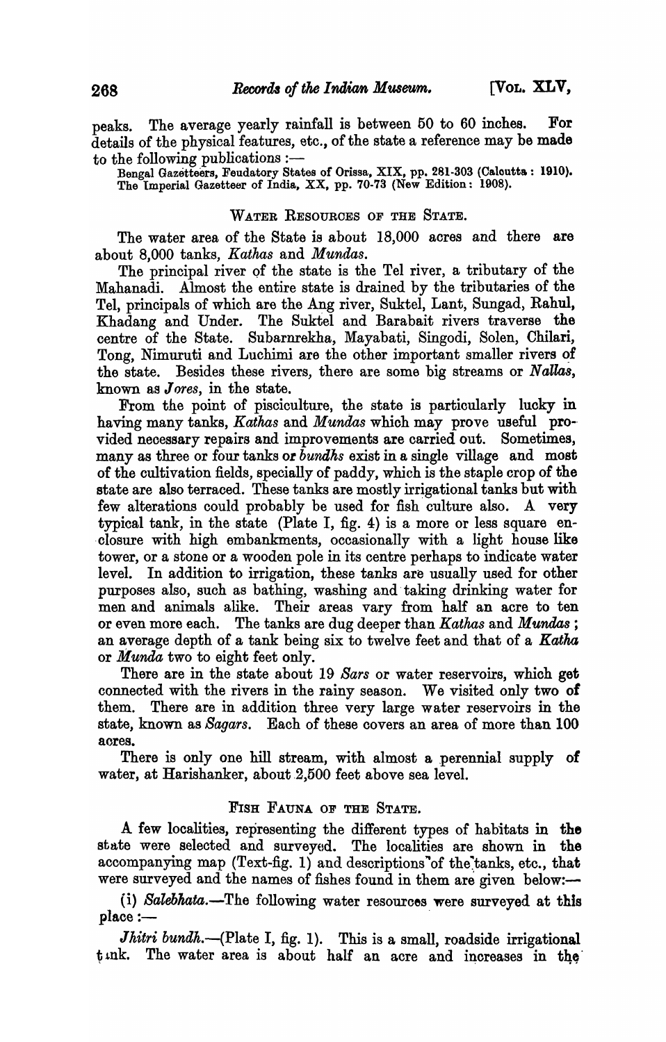peaks. The average yearly rainfall is between 50 to 60 inches. For details of the physical features, etc., of the state a reference may be made to the following publications :—

Bengal Gazetteers, Feudatory States of Orissa, XIX, pp. 281-303 (Calcutta : 1910).
The Imperial Gazetteer of India, XX, pp. 70-73 (New Edition : 1908).

## WATER RESOURCES OF THE STATE.

The water area of the State is about 18,000 acres and there are about 8,000 tanks, *Kathas* and *Mundas*.

The principal river of the state is the Tel river, a tributary of the Mahanadi. Almost the entire state is drained by the tributaries of the Tel, principals of which are the Ang river, Suktel, Lant, Sungad, Rahul, Khadang and Under. The Suktel and Barabait rivers traverse the centre of the State. Subarnrekha, Mayabati, Singodi, Solen, Chilari, Tong, Nimuruti and Luchimi are the other important smaller rivers of the state. Besides these rivers, there are some big streams or *Nallas*, known as *Jores*, in the state.

From the point of pisciculture, the state is particularly lucky in having many tanks, *Kathas* and *Mundas* which may prove useful provided necessary repairs and improvements are carried out. Sometimes, many as three or four tanks or *bundhs* exist in a single village and most of the cultivation fields, specially of paddy, which is the staple crop of the state are also terraced. These tanks are mostly irrigational tanks but with few alterations could probably be used for fish culture also. A very typical tank, in the state (Plate I, fig. 4) is a more or less square enclosure with high embankments, occasionally with a light house like tower, or a stone or a wooden pole in its centre perhaps to indicate water level. In addition to irrigation, these tanks are usually used for other purposes also, such as bathing, washing and taking drinking water for men and animals alike. Their areas vary from half an acre to ten or even more each. The tanks are dug deeper than *Kathas* and *Mundas* ; an average depth of a tank being six to twelve feet and that of a *Katha* or *Munda* two to eight feet only.

There are in the state about 19 *Sars* or water reservoirs, which get connected with the rivers in the rainy season. We visited only two of them. There are in addition three very large water reservoirs in the state, known as *Sagars*. Each of these covers an area of more than 100 acres.

There is only one hill stream, with almost a perennial supply of water, at Harishanker, about 2,500 feet above sea level.

## FISH FAUNA OF THE STATE.

A few localities, representing the different types of habitats in the state were selected and surveyed. The localities are shown in the accompanying map (Text-fig. 1) and descriptions of the tanks, etc., that were surveyed and the names of fishes found in them are given below:—

(i) *Salebhata*.—The following water resources were surveyed at this place :—

*Jhitri bundh*.—(Plate I, fig. 1). This is a small, roadside irrigational tank. The water area is about half an acre and increases in the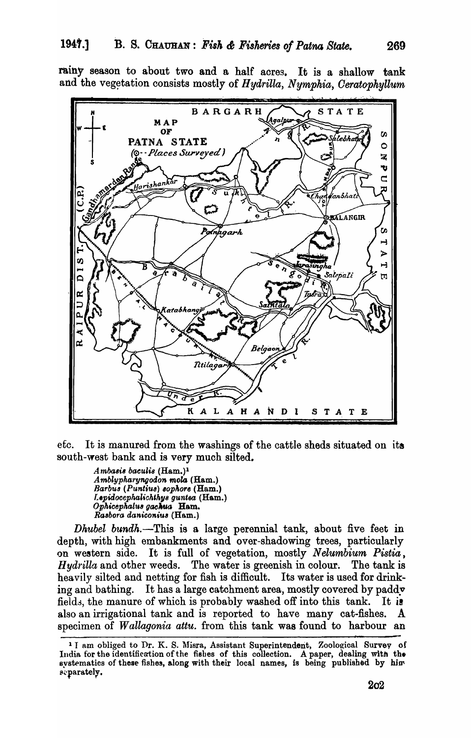rainy season to about two and a half acres. It is a shallow tank and the vegetation consists mostly of *Hydrilla*, *Nymphia*, *Ceratophyllum* etc. It is manured from the washings of the cattle sheds situated on its south-west bank and is very much silted.

*Ambasis baculis* (Ham.)[1]
*Amblypharyngodon mola* (Ham.)
*Barbus (Puntius) sophore* (Ham.)
*Lepidocephalichthys guntea* (Ham.)
*Ophicephalus gachua* Ham.
*Rasbora daniconius* (Ham.)

*Dhubel bundh.*—This is a large perennial tank, about five feet in depth, with high embankments and over-shadowing trees, particularly on western side. It is full of vegetation, mostly *Nelumbium Pistia*, *Hydrilla* and other weeds. The water is greenish in colour. The tank is heavily silted and netting for fish is difficult. Its water is used for drinking and bathing. It has a large catchment area, mostly covered by paddy fields, the manure of which is probably washed off into this tank. It is also an irrigational tank and is reported to have many cat-fishes. A specimen of *Wallagonia attu.* from this tank was found to harbour an

[1] I am obliged to Dr. K. S. Misra, Assistant Superintendent, Zoological Survey of India for the identification of the fishes of this collection. A paper, dealing with the systematics of these fishes, along with their local names, is being published by him separately.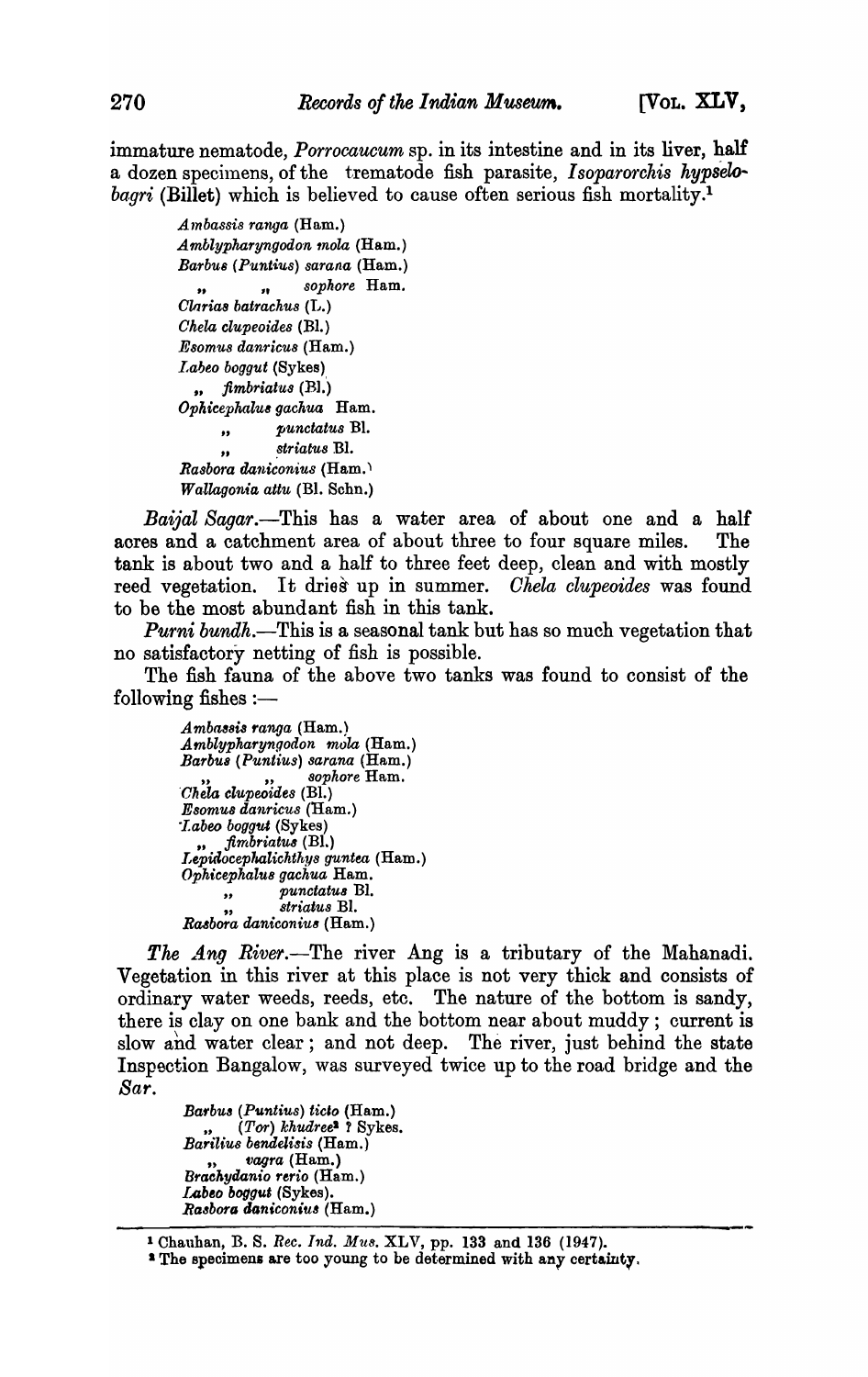immature nematode, *Porrocaucum* sp. in its intestine and in its liver, half a dozen specimens, of the trematode fish parasite, *Isoparorchis hypselobagri* (Billet) which is believed to cause often serious fish mortality.[1]

*Ambassis ranga* (Ham.)
*Amblypharyngodon mola* (Ham.)
*Barbus* (*Puntius*) *sarana* (Ham.)
" " *sophore* Ham.
*Clarias batrachus* (L.)
*Chela clupeoides* (Bl.)
*Esomus danricus* (Ham.)
*Labeo boggut* (Sykes)
" *fimbriatus* (Bl.)
*Ophicephalus gachua* Ham.
" *punctatus* Bl.
" *striatus* Bl.
*Rasbora daniconius* (Ham.)
*Wallagonia attu* (Bl. Schn.)

*Baijal Sagar*.—This has a water area of about one and a half acres and a catchment area of about three to four square miles. The tank is about two and a half to three feet deep, clean and with mostly reed vegetation. It dries up in summer. *Chela clupeoides* was found to be the most abundant fish in this tank.

*Purni bundh*.—This is a seasonal tank but has so much vegetation that no satisfactory netting of fish is possible.

The fish fauna of the above two tanks was found to consist of the following fishes :—

*Ambassis ranga* (Ham.)
*Amblypharyngodon mola* (Ham.)
*Barbus* (*Puntius*) *sarana* (Ham.)
" " *sophore* Ham.
*Chela clupeoides* (Bl.)
*Esomus danricus* (Ham.)
*Labeo boggut* (Sykes)
" *fimbriatus* (Bl.)
*Lepidocephalichthys guntea* (Ham.)
*Ophicephalus gachua* Ham.
" *punctatus* Bl.
" *striatus* Bl.
*Rasbora daniconius* (Ham.)

*The Ang River*.—The river Ang is a tributary of the Mahanadi. Vegetation in this river at this place is not very thick and consists of ordinary water weeds, reeds, etc. The nature of the bottom is sandy, there is clay on one bank and the bottom near about muddy ; current is slow and water clear ; and not deep. The river, just behind the state Inspection Bangalow, was surveyed twice up to the road bridge and the *Sar*.

*Barbus* (*Puntius*) *ticto* (Ham.)
" (*Tor*) *khudree*[2] ? Sykes.
*Barilius bendelisis* (Ham.)
" *vagra* (Ham.)
*Brachydanio rerio* (Ham.)
*Labeo boggut* (Sykes).
*Rasbora daniconius* (Ham.)

---

[1] Chauhan, B. S. *Rec. Ind. Mus.* XLV, pp. 133 and 136 (1947).

[2] The specimens are too young to be determined with any certainty.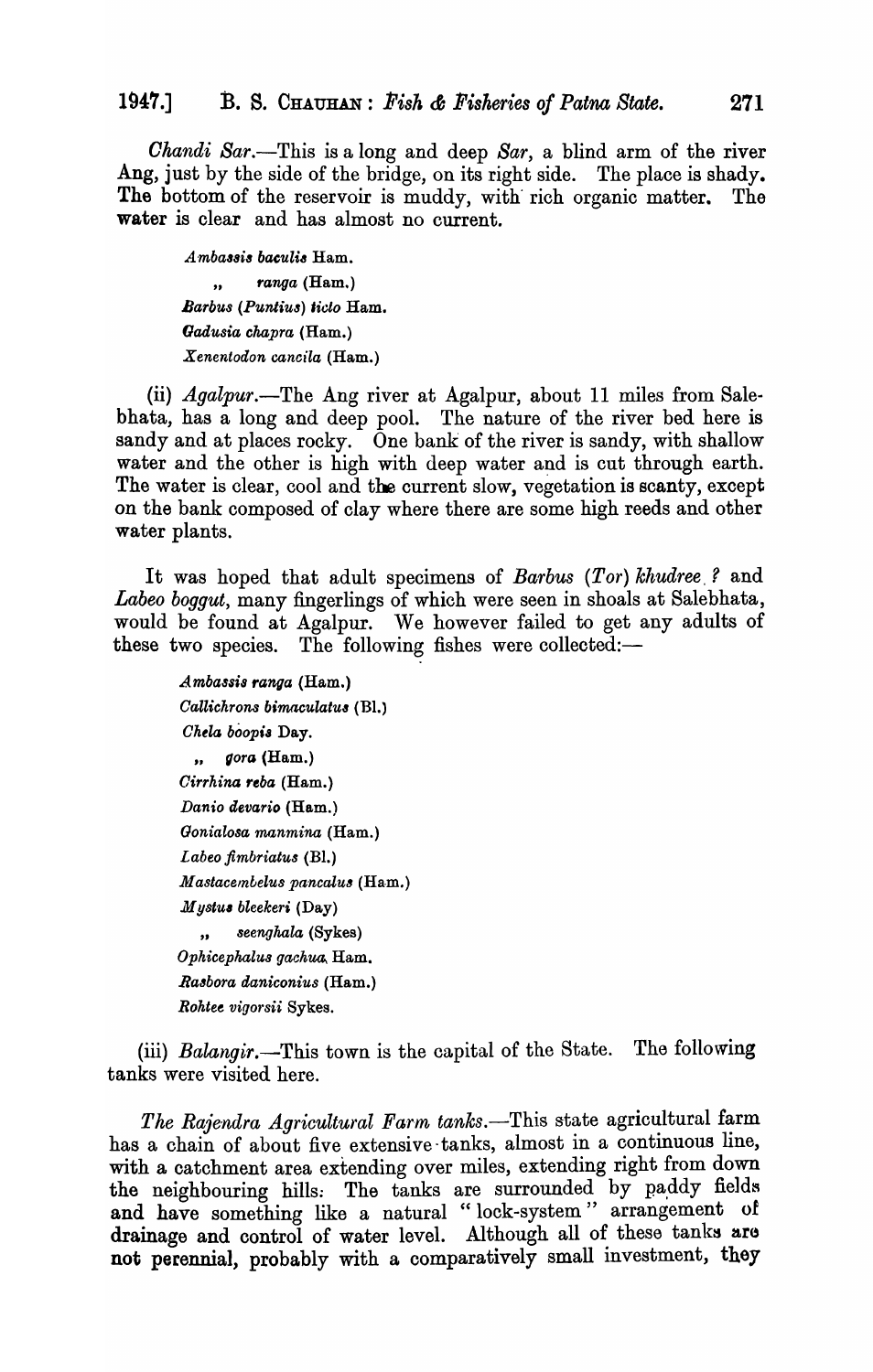*Chandi Sar.*—This is a long and deep *Sar*, a blind arm of the river Ang, just by the side of the bridge, on its right side. The place is shady. The bottom of the reservoir is muddy, with rich organic matter. The water is clear and has almost no current.

> *Ambassis baculis* Ham.
> ,, *ranga* (Ham.)
> *Barbus (Puntius) ticto* Ham.
> *Gadusia chapra* (Ham.)
> *Xenentodon cancila* (Ham.)

(ii) *Agalpur.*—The Ang river at Agalpur, about 11 miles from Salebhata, has a long and deep pool. The nature of the river bed here is sandy and at places rocky. One bank of the river is sandy, with shallow water and the other is high with deep water and is cut through earth. The water is clear, cool and the current slow, vegetation is scanty, except on the bank composed of clay where there are some high reeds and other water plants.

It was hoped that adult specimens of *Barbus (Tor) khudree* ? and *Labeo boggut*, many fingerlings of which were seen in shoals at Salebhata, would be found at Agalpur. We however failed to get any adults of these two species. The following fishes were collected:—

> *Ambassis ranga* (Ham.)
> *Callichrons bimaculatus* (Bl.)
> *Chela boopis* Day.
> ,, *gora* (Ham.)
> *Cirrhina reba* (Ham.)
> *Danio devario* (Ham.)
> *Gonialosa manmina* (Ham.)
> *Labeo fimbriatus* (Bl.)
> *Mastacembelus pancalus* (Ham.)
> *Mystus bleekeri* (Day)
> ,, *seenghala* (Sykes)
> *Ophicephalus gachua* Ham.
> *Rasbora daniconius* (Ham.)
> *Rohtee vigorsii* Sykes.

(iii) *Balangir.*—This town is the capital of the State. The following tanks were visited here.

*The Rajendra Agricultural Farm tanks.*—This state agricultural farm has a chain of about five extensive tanks, almost in a continuous line, with a catchment area extending over miles, extending right from down the neighbouring hills. The tanks are surrounded by paddy fields and have something like a natural "lock-system" arrangement of drainage and control of water level. Although all of these tanks are not perennial, probably with a comparatively small investment, they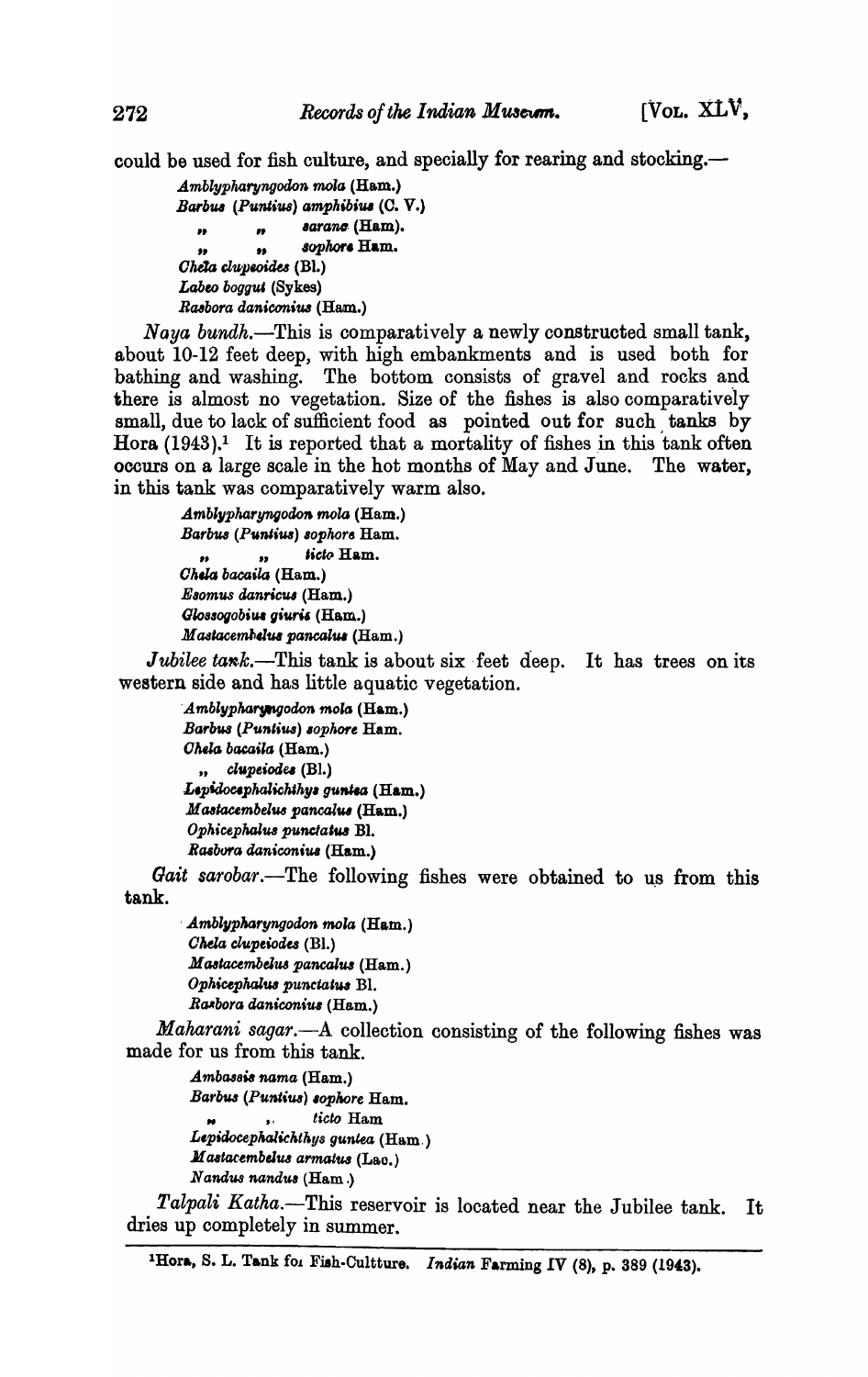could be used for fish culture, and specially for rearing and stocking.—

*Amblypharyngodon mola* (Ham.)
*Barbus (Puntius) amphibius* (C. V.)
" " *sarana* (Ham).
" " *sophore* Ham.
*Chela clupeoides* (Bl.)
*Labeo boggut* (Sykes)
*Rasbora daniconius* (Ham.)

*Naya bundh*.—This is comparatively a newly constructed small tank, about 10-12 feet deep, with high embankments and is used both for bathing and washing. The bottom consists of gravel and rocks and there is almost no vegetation. Size of the fishes is also comparatively small, due to lack of sufficient food as pointed out for such tanks by Hora (1943).[1] It is reported that a mortality of fishes in this tank often occurs on a large scale in the hot months of May and June. The water, in this tank was comparatively warm also.

*Amblypharyngodon mola* (Ham.)
*Barbus (Puntius) sophore* Ham.
" " *ticto* Ham.
*Chela bacaila* (Ham.)
*Esomus danricus* (Ham.)
*Glossogobius giuris* (Ham.)
*Mastacembelus pancalus* (Ham.)

*Jubilee tank*.—This tank is about six feet deep. It has trees on its western side and has little aquatic vegetation.

*Amblypharyngodon mola* (Ham.)
*Barbus (Puntius) sophore* Ham.
*Chela bacaila* (Ham.)
" *clupeiodes* (Bl.)
*Lepidocephalichthys guntea* (Ham.)
*Mastacembelus pancalus* (Ham.)
*Ophicephalus punctatus* Bl.
*Rasbora daniconius* (Ham.)

*Gait sarobar*.—The following fishes were obtained to us from this tank.

*Amblypharyngodon mola* (Ham.)
*Chela clupeiodes* (Bl.)
*Mastacembelus pancalus* (Ham.)
*Ophicephalus punctatus* Bl.
*Rasbora daniconius* (Ham.)

*Maharani sagar*.—A collection consisting of the following fishes was made for us from this tank.

*Ambassis nama* (Ham.)
*Barbus (Puntius) sophore* Ham.
" " *ticto* Ham
*Lepidocephalichthys guntea* (Ham.)
*Mastacembelus armatus* (Lac.)
*Nandus nandus* (Ham.)

*Talpali Katha*.—This reservoir is located near the Jubilee tank. It dries up completely in summer.

[1]Hora, S. L. Tank for Fish-Cultture. *Indian* Farming IV (8), p. 389 (1943).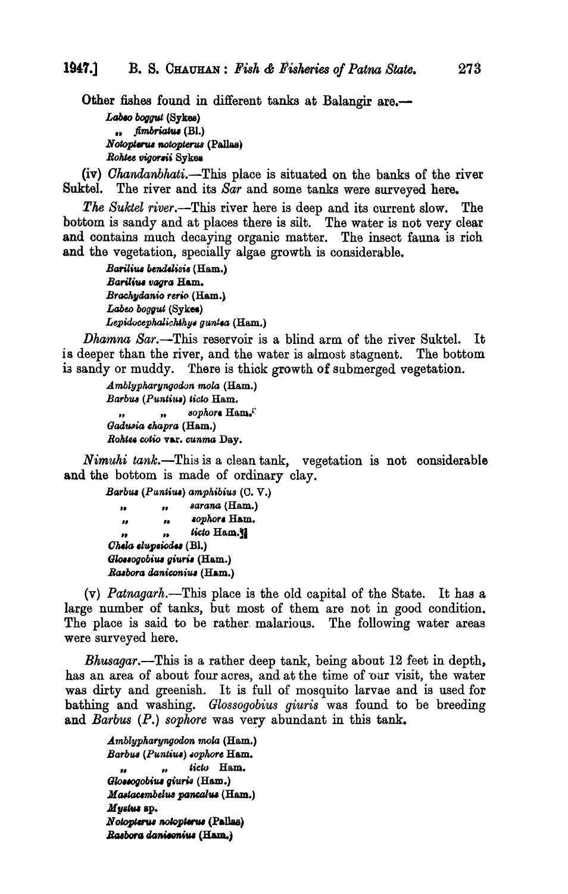Other fishes found in different tanks at Balangir are.—

*Labeo boggut* (Sykes)
,, *fimbriatus* (Bl.)
*Notopterus notopterus* (Pallas)
*Rohtee vigorsii* Sykes

(iv) *Chandanbhati*.—This place is situated on the banks of the river Suktel. The river and its *Sar* and some tanks were surveyed here.

*The Suktel river*.—This river here is deep and its current slow. The bottom is sandy and at places there is silt. The water is not very clear and contains much decaying organic matter. The insect fauna is rich and the vegetation, specially algae growth is considerable.

*Barilius bendelisis* (Ham.)
*Barilius vagra* Ham.
*Brachydanio rerio* (Ham.)
*Labeo boggut* (Sykes)
*Lepidocephalichthys guntea* (Ham.)

*Dhamna Sar*.—This reservoir is a blind arm of the river Suktel. It is deeper than the river, and the water is almost stagnant. The bottom is sandy or muddy. There is thick growth of submerged vegetation.

*Amblypharyngodon mola* (Ham.)
*Barbus (Puntius) ticto* Ham.
,, ,, *sophore* Ham.
*Gadusia chapra* (Ham.)
*Rohtee cotio* var. *cunma* Day.

*Nimuhi tank*.—This is a clean tank, vegetation is not considerable and the bottom is made of ordinary clay.

*Barbus (Puntius) amphibius* (C. V.)
,, ,, *sarana* (Ham.)
,, ,, *sophore* Ham.
,, ,, *ticto* Ham.
*Chela clupeiodes* (Bl.)
*Glossogobius giuris* (Ham.)
*Rasbora daniconius* (Ham.)

(v) *Patnagarh*.—This place is the old capital of the State. It has a large number of tanks, but most of them are not in good condition. The place is said to be rather malarious. The following water areas were surveyed here.

*Bhusagar*.—This is a rather deep tank, being about 12 feet in depth, has an area of about four acres, and at the time of our visit, the water was dirty and greenish. It is full of mosquito larvae and is used for bathing and washing. *Glossogobius giuris* was found to be breeding and *Barbus (P.) sophore* was very abundant in this tank.

*Amblypharyngodon mola* (Ham.)
*Barbus (Puntius) sophore* Ham.
,, ,, *ticto* Ham.
*Glossogobius giuris* (Ham.)
*Mastacembelus pancalus* (Ham.)
*Mystus* sp.
*Notopterus notopterus* (Pallas)
*Rasbora daniconius* (Ham.)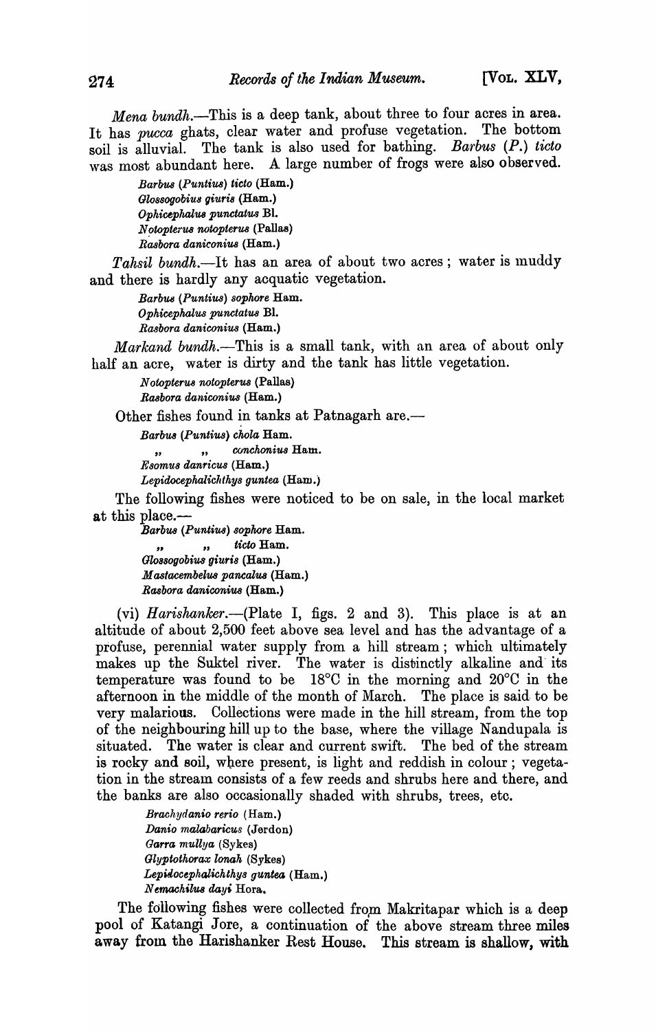*Mena bundh*.—This is a deep tank, about three to four acres in area. It has *pucca* ghats, clear water and profuse vegetation. The bottom soil is alluvial. The tank is also used for bathing. *Barbus (P.) ticto* was most abundant here. A large number of frogs were also observed.

> *Barbus (Puntius) ticto* (Ham.)
> *Glossogobius giuris* (Ham.)
> *Ophicephalus punctatus* Bl.
> *Notopterus notopterus* (Pallas)
> *Rasbora daniconius* (Ham.)

*Tahsil bundh*.—It has an area of about two acres; water is muddy and there is hardly any acquatic vegetation.

> *Barbus (Puntius) sophore* Ham.
> *Ophicephalus punctatus* Bl.
> *Rasbora daniconius* (Ham.)

*Markand bundh*.—This is a small tank, with an area of about only half an acre, water is dirty and the tank has little vegetation.

> *Notopterus notopterus* (Pallas)
> *Rasbora daniconius* (Ham.)

Other fishes found in tanks at Patnagarh are.—

> *Barbus (Puntius) chola* Ham.
> ,, ,, *conchonius* Ham.
> *Esomus danricus* (Ham.)
> *Lepidocephalichthys guntea* (Ham.)

The following fishes were noticed to be on sale, in the local market at this place.—

> *Barbus (Puntius) sophore* Ham.
> ,, ,, *ticto* Ham.
> *Glossogobius giuris* (Ham.)
> *Mastacembelus pancalus* (Ham.)
> *Rasbora daniconius* (Ham.)

(vi) *Harishanker*.—(Plate I, figs. 2 and 3). This place is at an altitude of about 2,500 feet above sea level and has the advantage of a profuse, perennial water supply from a hill stream; which ultimately makes up the Suktel river. The water is distinctly alkaline and its temperature was found to be 18°C in the morning and 20°C in the afternoon in the middle of the month of March. The place is said to be very malarious. Collections were made in the hill stream, from the top of the neighbouring hill up to the base, where the village Nandupala is situated. The water is clear and current swift. The bed of the stream is rocky and soil, where present, is light and reddish in colour; vegetation in the stream consists of a few reeds and shrubs here and there, and the banks are also occasionally shaded with shrubs, trees, etc.

> *Brachydanio rerio* (Ham.)
> *Danio malabaricus* (Jerdon)
> *Garra mullya* (Sykes)
> *Glyptothorax lonah* (Sykes)
> *Lepidocephalichthys guntea* (Ham.)
> *Nemachilus dayi* Hora.

The following fishes were collected from Makritapar which is a deep pool of Katangi Jore, a continuation of the above stream three miles away from the Harishanker Rest House. This stream is shallow, with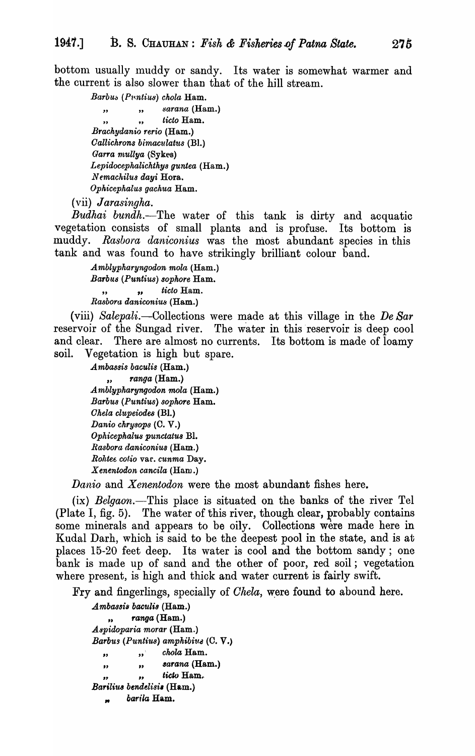bottom usually muddy or sandy. Its water is somewhat warmer and the current is also slower than that of the hill stream.

*Barbus (Puntius) chola* Ham.
" " *sarana* (Ham.)
" " *ticto* Ham.
*Brachydanio rerio* (Ham.)
*Callichrons bimaculatus* (Bl.)
*Garra mullya* (Sykes)
*Lepidocephalichthys guntea* (Ham.)
*Nemachilus dayi* Hora.
*Ophicephalus gachua* Ham.

(vii) *Jarasingha*.

*Budhai bundh*.—The water of this tank is dirty and acquatic vegetation consists of small plants and is profuse. Its bottom is muddy. *Rasbora daniconius* was the most abundant species in this tank and was found to have strikingly brilliant colour band.

*Amblypharyngodon mola* (Ham.)
*Barbus (Puntius) sophore* Ham.
" " *ticto* Ham.
*Rasbora daniconius* (Ham.)

(viii) *Salepali*.—Collections were made at this village in the *De Sar* reservoir of the Sungad river. The water in this reservoir is deep cool and clear. There are almost no currents. Its bottom is made of loamy soil. Vegetation is high but spare.

*Ambassis baculis* (Ham.)
" *ranga* (Ham.)
*Amblypharyngodon mola* (Ham.)
*Barbus (Puntius) sophore* Ham.
*Chela clupeiodes* (Bl.)
*Danio chrysops* (C. V.)
*Ophicephalus punctatus* Bl.
*Rasbora daniconius* (Ham.)
*Rohtee cotio* var. *cunma* Day.
*Xenentodon cancila* (Ham.)

*Danio* and *Xenentodon* were the most abundant fishes here.

(ix) *Belgaon*.—This place is situated on the banks of the river Tel (Plate I, fig. 5). The water of this river, though clear, probably contains some minerals and appears to be oily. Collections were made here in Kudal Darh, which is said to be the deepest pool in the state, and is at places 15-20 feet deep. Its water is cool and the bottom sandy; one bank is made up of sand and the other of poor, red soil; vegetation where present, is high and thick and water current is fairly swift.

Fry and fingerlings, specially of *Chela*, were found to abound here.

*Ambassis baculis* (Ham.)
" *ranga* (Ham.)
*Aspidoparia morar* (Ham.)
*Barbus (Puntius) amphibius* (C. V.)
" " *chola* Ham.
" " *sarana* (Ham.)
" " *ticto* Ham.
*Barilius bendelisis* (Ham.)
" *barila* Ham.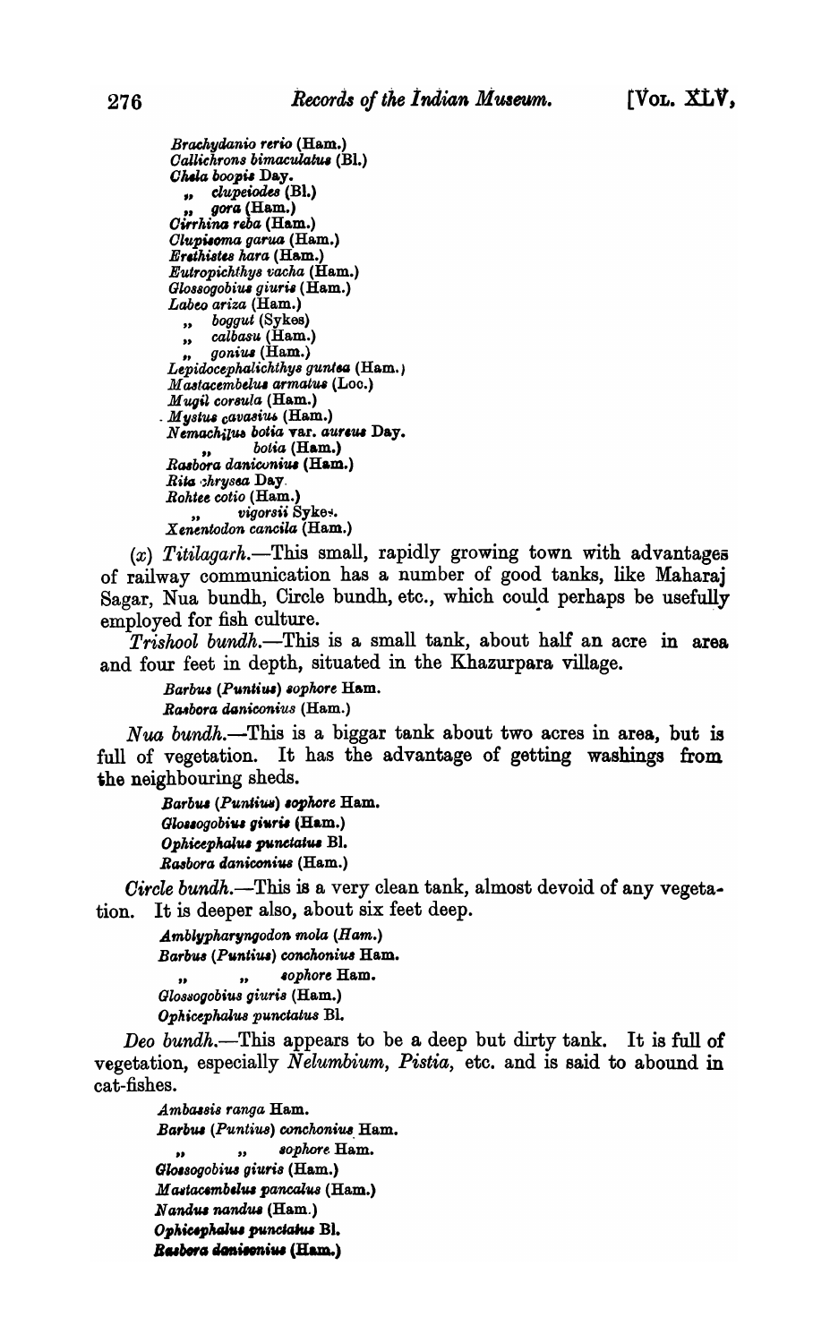*Brachydanio rerio* (Ham.)
*Callichrous bimaculatus* (Bl.)
*Chela boopis* Day.
,, *clupeiodes* (Bl.)
,, *gora* (Ham.)
*Cirrhina reba* (Ham.)
*Clupisoma garua* (Ham.)
*Erethistes hara* (Ham.)
*Eutropichthys vacha* (Ham.)
*Glossogobius giuris* (Ham.)
*Labeo ariza* (Ham.)
,, *boggut* (Sykes)
,, *calbasu* (Ham.)
,, *gonius* (Ham.)
*Lepidocephalichthys guntea* (Ham.)
*Mastacembelus armatus* (Loc.)
*Mugil corsula* (Ham.)
*Mystus cavasius* (Ham.)
*Nemachilus botia* var. *aureus* Day.
,, *botia* (Ham.)
*Rasbora daniconius* (Ham.)
*Rita chrysea* Day.
*Rohtee cotio* (Ham.)
,, *vigorsii* Sykes.
*Xenentodon cancila* (Ham.)

(*x*) *Titilagarh*.—This small, rapidly growing town with advantages of railway communication has a number of good tanks, like Maharaj Sagar, Nua bundh, Circle bundh, etc., which could perhaps be usefully employed for fish culture.

*Trishool bundh*.—This is a small tank, about half an acre in area and four feet in depth, situated in the Khazurpara village.

*Barbus (Puntius) sophore* Ham.
*Rasbora daniconius* (Ham.)

*Nua bundh*.—This is a biggar tank about two acres in area, but is full of vegetation. It has the advantage of getting washings from the neighbouring sheds.

*Barbus (Puntius) sophore* Ham.
*Glossogobius giuris* (Ham.)
*Ophicephalus punctatus* Bl.
*Rasbora daniconius* (Ham.)

*Circle bundh*.—This is a very clean tank, almost devoid of any vegetation. It is deeper also, about six feet deep.

*Amblypharyngodon mola* (*Ham.*)
*Barbus (Puntius) conchonius* Ham.
,, ,, *sophore* Ham.
*Glossogobius giuris* (Ham.)
*Ophicephalus punctatus* Bl.

*Deo bundh*.—This appears to be a deep but dirty tank. It is full of vegetation, especially *Nelumbium*, *Pistia*, etc. and is said to abound in cat-fishes.

*Ambassis ranga* Ham.
*Barbus (Puntius) conchonius* Ham.
,, ,, *sophore* Ham.
*Glossogobius giuris* (Ham.)
*Mastacembelus pancalus* (Ham.)
*Nandus nandus* (Ham.)
*Ophicephalus punctatus* Bl.
*Rasbora daniconius* (Ham.)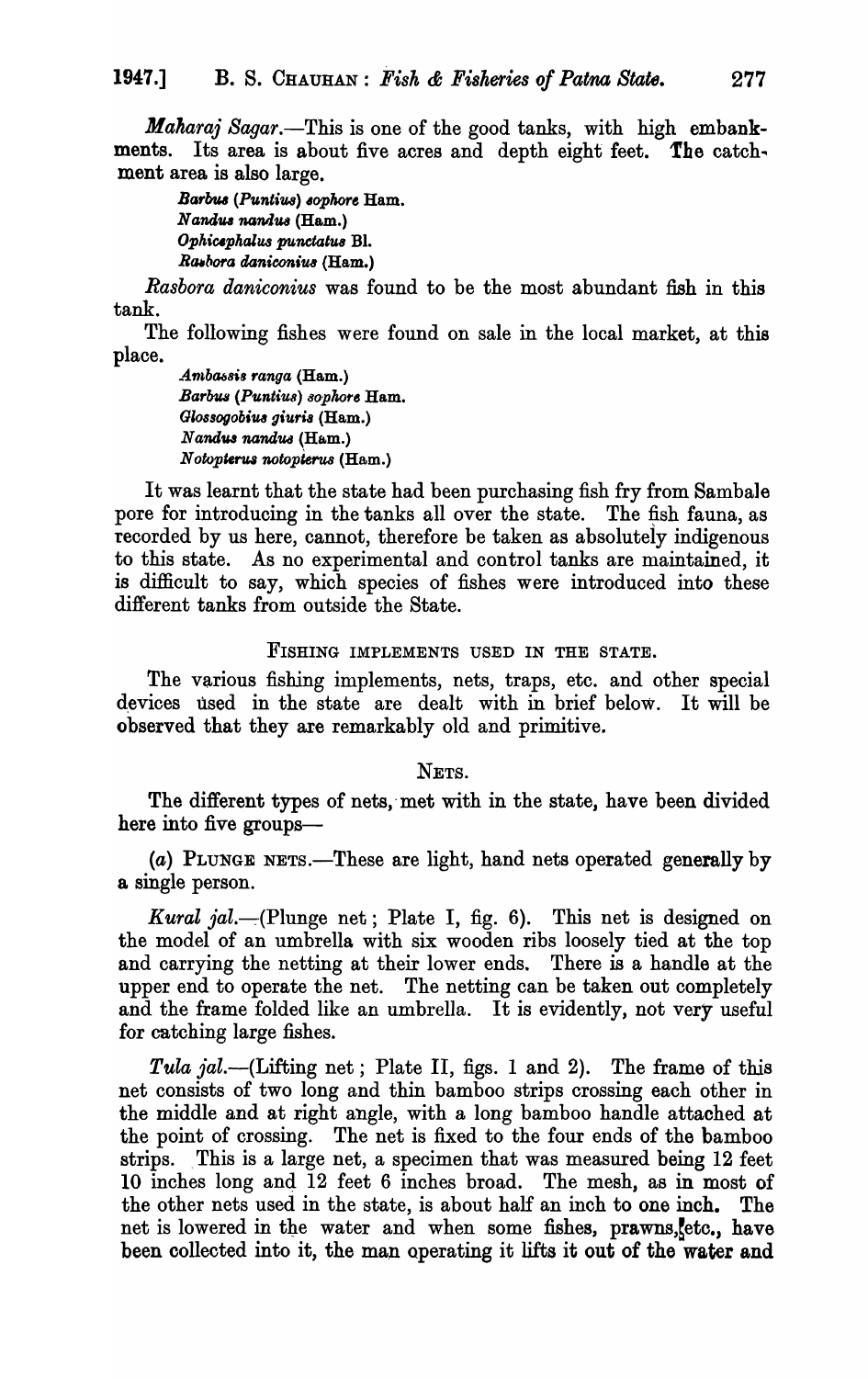*Maharaj Sagar*.—This is one of the good tanks, with high embankments. Its area is about five acres and depth eight feet. The catchment area is also large.

> *Barbus (Puntius) sophore* Ham.
> *Nandus nandus* (Ham.)
> *Ophicephalus punctatus* Bl.
> *Rasbora daniconius* (Ham.)

*Rasbora daniconius* was found to be the most abundant fish in this tank.

The following fishes were found on sale in the local market, at this place.

> *Ambassis ranga* (Ham.)
> *Barbus (Puntius) sophore* Ham.
> *Glossogobius giuris* (Ham.)
> *Nandus nandus* (Ham.)
> *Notopterus notopterus* (Ham.)

It was learnt that the state had been purchasing fish fry from Sambalepore for introducing in the tanks all over the state. The fish fauna, as recorded by us here, cannot, therefore be taken as absolutely indigenous to this state. As no experimental and control tanks are maintained, it is difficult to say, which species of fishes were introduced into these different tanks from outside the State.

## FISHING IMPLEMENTS USED IN THE STATE.

The various fishing implements, nets, traps, etc. and other special devices used in the state are dealt with in brief below. It will be observed that they are remarkably old and primitive.

### NETS.

The different types of nets, met with in the state, have been divided here into five groups—

(*a*) PLUNGE NETS.—These are light, hand nets operated generally by a single person.

*Kural jal*.—(Plunge net; Plate I, fig. 6). This net is designed on the model of an umbrella with six wooden ribs loosely tied at the top and carrying the netting at their lower ends. There is a handle at the upper end to operate the net. The netting can be taken out completely and the frame folded like an umbrella. It is evidently, not very useful for catching large fishes.

*Tula jal*.—(Lifting net; Plate II, figs. 1 and 2). The frame of this net consists of two long and thin bamboo strips crossing each other in the middle and at right angle, with a long bamboo handle attached at the point of crossing. The net is fixed to the four ends of the bamboo strips. This is a large net, a specimen that was measured being 12 feet 10 inches long and 12 feet 6 inches broad. The mesh, as in most of the other nets used in the state, is about half an inch to one inch. The net is lowered in the water and when some fishes, prawns, etc., have been collected into it, the man operating it lifts it out of the water and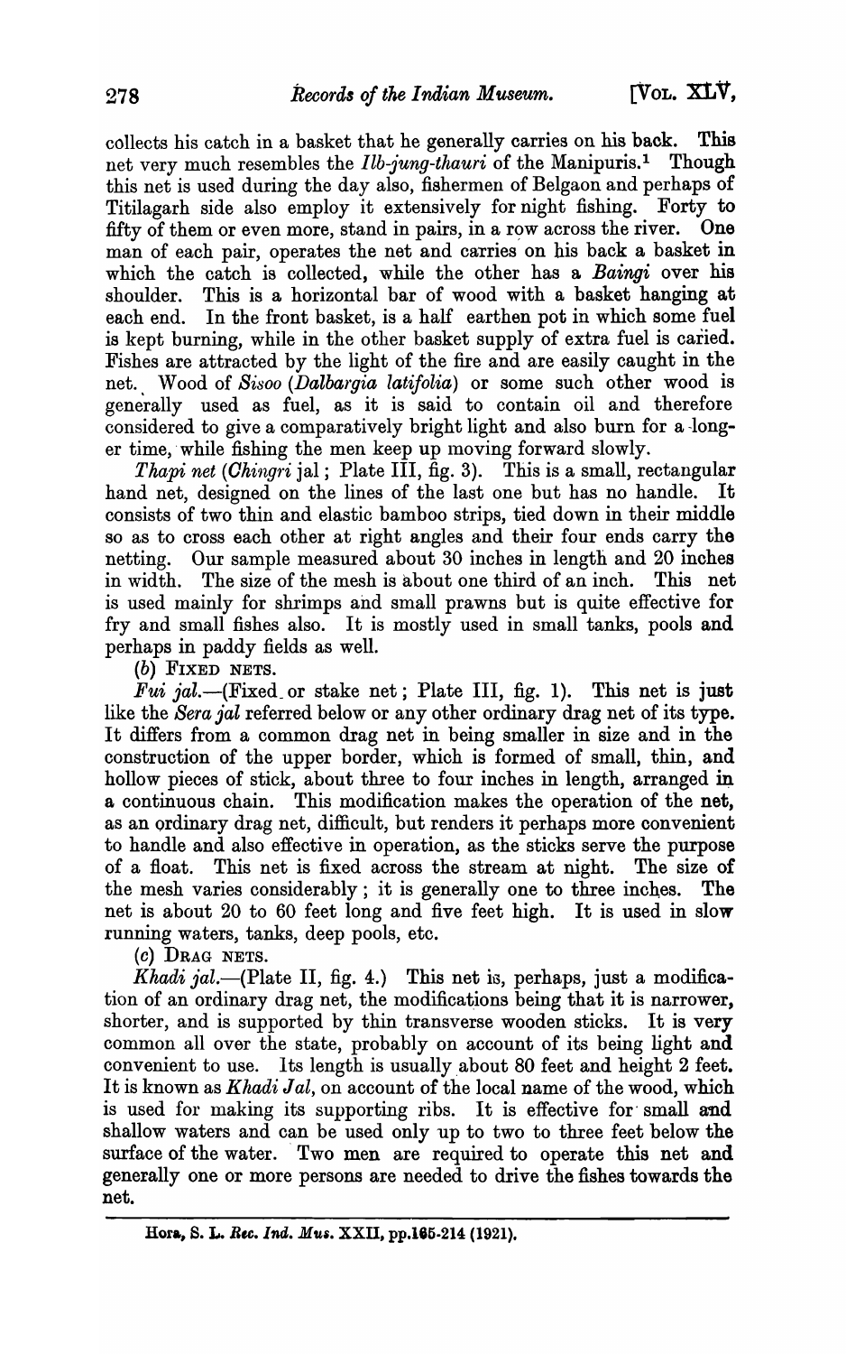collects his catch in a basket that he generally carries on his back. This net very much resembles the *Ilb-jung-thauri* of the Manipuris.[1] Though this net is used during the day also, fishermen of Belgaon and perhaps of Titilagarh side also employ it extensively for night fishing. Forty to fifty of them or even more, stand in pairs, in a row across the river. One man of each pair, operates the net and carries on his back a basket in which the catch is collected, while the other has a *Baingi* over his shoulder. This is a horizontal bar of wood with a basket hanging at each end. In the front basket, is a half earthen pot in which some fuel is kept burning, while in the other basket supply of extra fuel is caried. Fishes are attracted by the light of the fire and are easily caught in the net. Wood of *Sisoo* (*Dalbargia latifolia*) or some such other wood is generally used as fuel, as it is said to contain oil and therefore considered to give a comparatively bright light and also burn for a longer time, while fishing the men keep up moving forward slowly.

*Thapi net* (*Chingri* jal; Plate III, fig. 3). This is a small, rectangular hand net, designed on the lines of the last one but has no handle. It consists of two thin and elastic bamboo strips, tied down in their middle so as to cross each other at right angles and their four ends carry the netting. Our sample measured about 30 inches in length and 20 inches in width. The size of the mesh is about one third of an inch. This net is used mainly for shrimps and small prawns but is quite effective for fry and small fishes also. It is mostly used in small tanks, pools and perhaps in paddy fields as well.

(*b*) FIXED NETS.

*Fui jal*.—(Fixed or stake net; Plate III, fig. 1). This net is just like the *Sera jal* referred below or any other ordinary drag net of its type. It differs from a common drag net in being smaller in size and in the construction of the upper border, which is formed of small, thin, and hollow pieces of stick, about three to four inches in length, arranged in a continuous chain. This modification makes the operation of the net, as an ordinary drag net, difficult, but renders it perhaps more convenient to handle and also effective in operation, as the sticks serve the purpose of a float. This net is fixed across the stream at night. The size of the mesh varies considerably; it is generally one to three inches. The net is about 20 to 60 feet long and five feet high. It is used in slow running waters, tanks, deep pools, etc.

(*c*) DRAG NETS.

*Khadi jal*.—(Plate II, fig. 4.) This net is, perhaps, just a modification of an ordinary drag net, the modifications being that it is narrower, shorter, and is supported by thin transverse wooden sticks. It is very common all over the state, probably on account of its being light and convenient to use. Its length is usually about 80 feet and height 2 feet. It is known as *Khadi Jal*, on account of the local name of the wood, which is used for making its supporting ribs. It is effective for small and shallow waters and can be used only up to two to three feet below the surface of the water. Two men are required to operate this net and generally one or more persons are needed to drive the fishes towards the net.

---

[1] Hora, S. L. *Rec. Ind. Mus.* XXII, pp.165-214 (1921).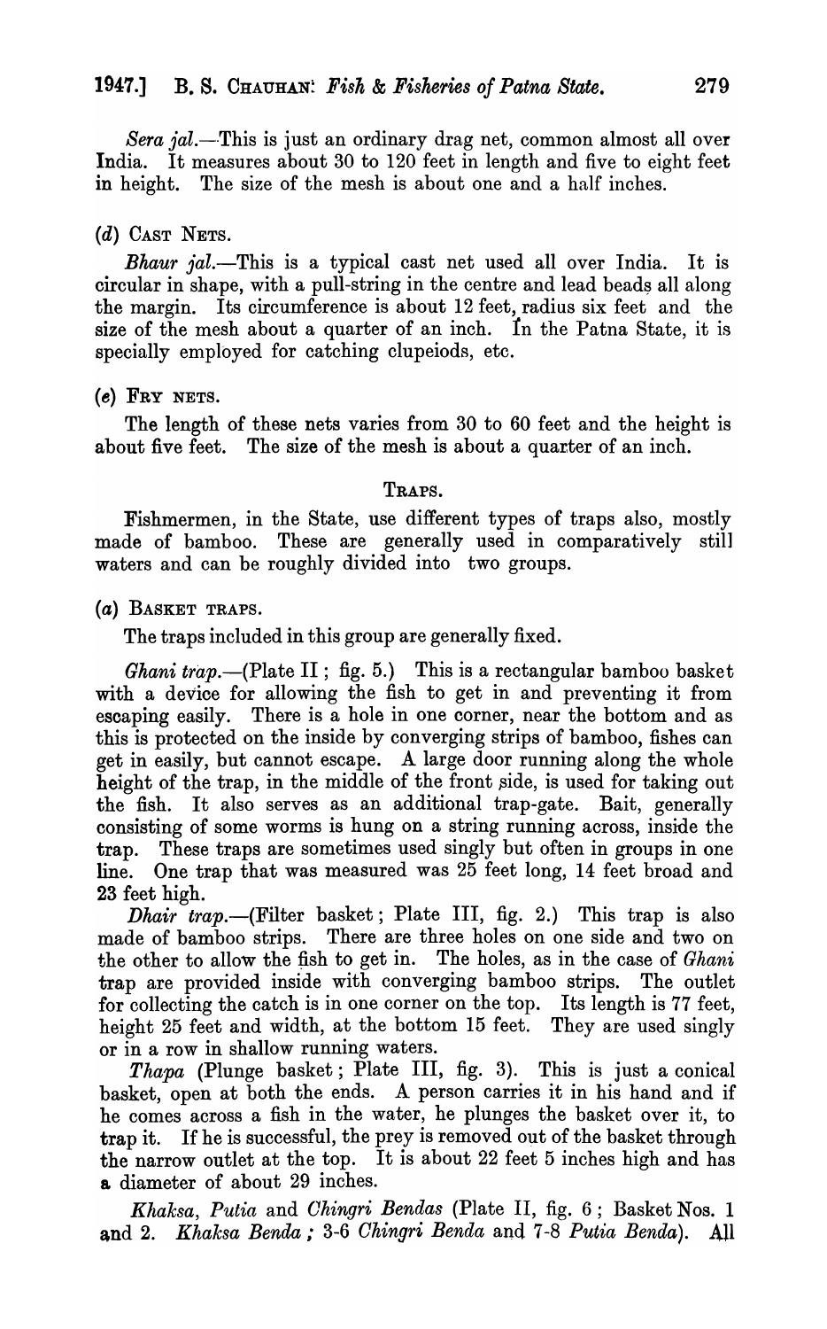*Sera jal.*—This is just an ordinary drag net, common almost all over India. It measures about 30 to 120 feet in length and five to eight feet in height. The size of the mesh is about one and a half inches.

### (*d*) Cast Nets.

*Bhaur jal.*—This is a typical cast net used all over India. It is circular in shape, with a pull-string in the centre and lead beads all along the margin. Its circumference is about 12 feet, radius six feet and the size of the mesh about a quarter of an inch. In the Patna State, it is specially employed for catching clupeoids, etc.

### (*e*) Fry nets.

The length of these nets varies from 30 to 60 feet and the height is about five feet. The size of the mesh is about a quarter of an inch.

## Traps.

Fishmermen, in the State, use different types of traps also, mostly made of bamboo. These are generally used in comparatively still waters and can be roughly divided into two groups.

### (*a*) Basket traps.

The traps included in this group are generally fixed.

*Ghani trap.*—(Plate II; fig. 5.) This is a rectangular bamboo basket with a device for allowing the fish to get in and preventing it from escaping easily. There is a hole in one corner, near the bottom and as this is protected on the inside by converging strips of bamboo, fishes can get in easily, but cannot escape. A large door running along the whole height of the trap, in the middle of the front side, is used for taking out the fish. It also serves as an additional trap-gate. Bait, generally consisting of some worms is hung on a string running across, inside the trap. These traps are sometimes used singly but often in groups in one line. One trap that was measured was 25 feet long, 14 feet broad and 23 feet high.

*Dhair trap.*—(Filter basket; Plate III, fig. 2.) This trap is also made of bamboo strips. There are three holes on one side and two on the other to allow the fish to get in. The holes, as in the case of *Ghani* trap are provided inside with converging bamboo strips. The outlet for collecting the catch is in one corner on the top. Its length is 77 feet, height 25 feet and width, at the bottom 15 feet. They are used singly or in a row in shallow running waters.

*Thapa* (Plunge basket; Plate III, fig. 3). This is just a conical basket, open at both the ends. A person carries it in his hand and if he comes across a fish in the water, he plunges the basket over it, to trap it. If he is successful, the prey is removed out of the basket through the narrow outlet at the top. It is about 22 feet 5 inches high and has a diameter of about 29 inches.

*Khaksa*, *Putia* and *Chingri Bendas* (Plate II, fig. 6; Basket Nos. 1 and 2. *Khaksa Benda*; 3-6 *Chingri Benda* and 7-8 *Putia Benda*). All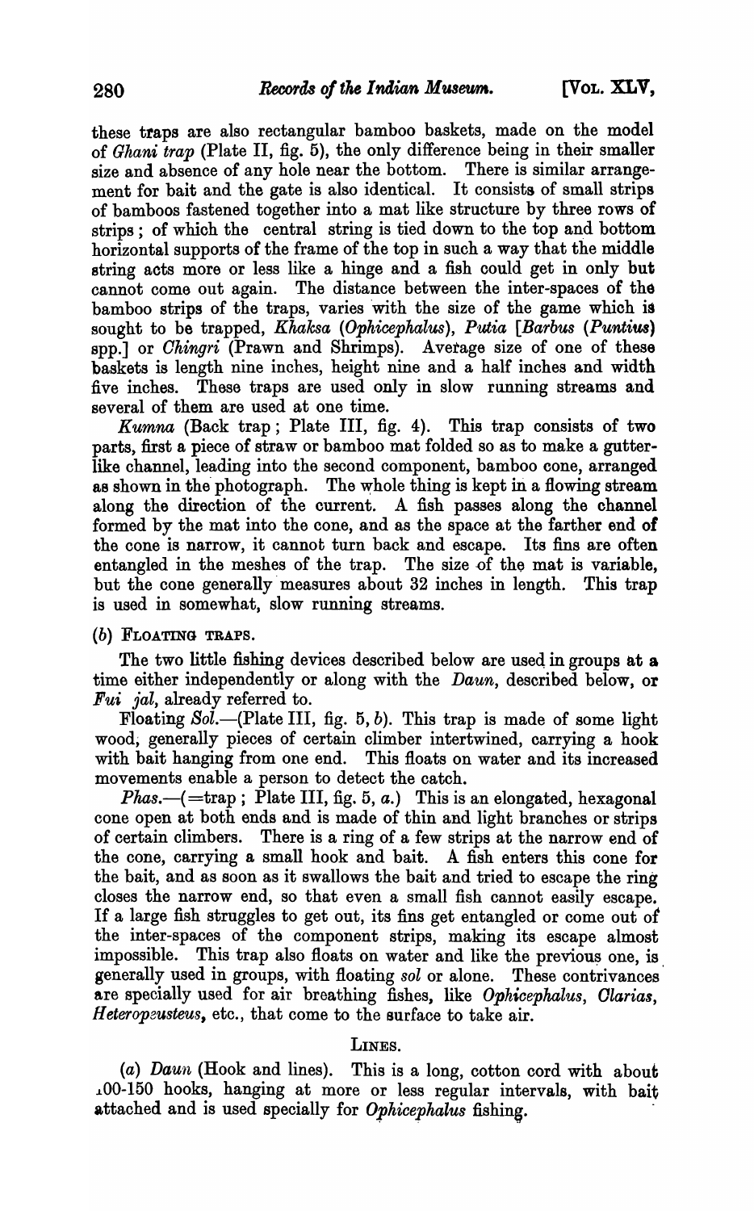these traps are also rectangular bamboo baskets, made on the model of *Ghani trap* (Plate II, fig. 5), the only difference being in their smaller size and absence of any hole near the bottom. There is similar arrangement for bait and the gate is also identical. It consists of small strips of bamboos fastened together into a mat like structure by three rows of strips; of which the central string is tied down to the top and bottom horizontal supports of the frame of the top in such a way that the middle string acts more or less like a hinge and a fish could get in only but cannot come out again. The distance between the inter-spaces of the bamboo strips of the traps, varies with the size of the game which is sought to be trapped, *Khaksa* (*Ophicephalus*), *Putia* [*Barbus* (*Puntius*) spp.] or *Chingri* (Prawn and Shrimps). Average size of one of these baskets is length nine inches, height nine and a half inches and width five inches. These traps are used only in slow running streams and several of them are used at one time.

*Kumna* (Back trap; Plate III, fig. 4). This trap consists of two parts, first a piece of straw or bamboo mat folded so as to make a gutter-like channel, leading into the second component, bamboo cone, arranged as shown in the photograph. The whole thing is kept in a flowing stream along the direction of the current. A fish passes along the channel formed by the mat into the cone, and as the space at the farther end of the cone is narrow, it cannot turn back and escape. Its fins are often entangled in the meshes of the trap. The size of the mat is variable, but the cone generally measures about 32 inches in length. This trap is used in somewhat, slow running streams.

(*b*) FLOATING TRAPS.

The two little fishing devices described below are used in groups at a time either independently or along with the *Daun*, described below, or *Fui jal*, already referred to.

Floating *Sol*.—(Plate III, fig. 5, *b*). This trap is made of some light wood, generally pieces of certain climber intertwined, carrying a hook with bait hanging from one end. This floats on water and its increased movements enable a person to detect the catch.

*Phas*.—(=trap; Plate III, fig. 5, *a*.) This is an elongated, hexagonal cone open at both ends and is made of thin and light branches or strips of certain climbers. There is a ring of a few strips at the narrow end of the cone, carrying a small hook and bait. A fish enters this cone for the bait, and as soon as it swallows the bait and tried to escape the ring closes the narrow end, so that even a small fish cannot easily escape. If a large fish struggles to get out, its fins get entangled or come out of the inter-spaces of the component strips, making its escape almost impossible. This trap also floats on water and like the previous one, is generally used in groups, with floating *sol* or alone. These contrivances are specially used for air breathing fishes, like *Ophicephalus*, *Clarias*, *Heteropneusteus*, etc., that come to the surface to take air.

LINES.

(*a*) *Daun* (Hook and lines). This is a long, cotton cord with about 100-150 hooks, hanging at more or less regular intervals, with bait attached and is used specially for *Ophicephalus* fishing.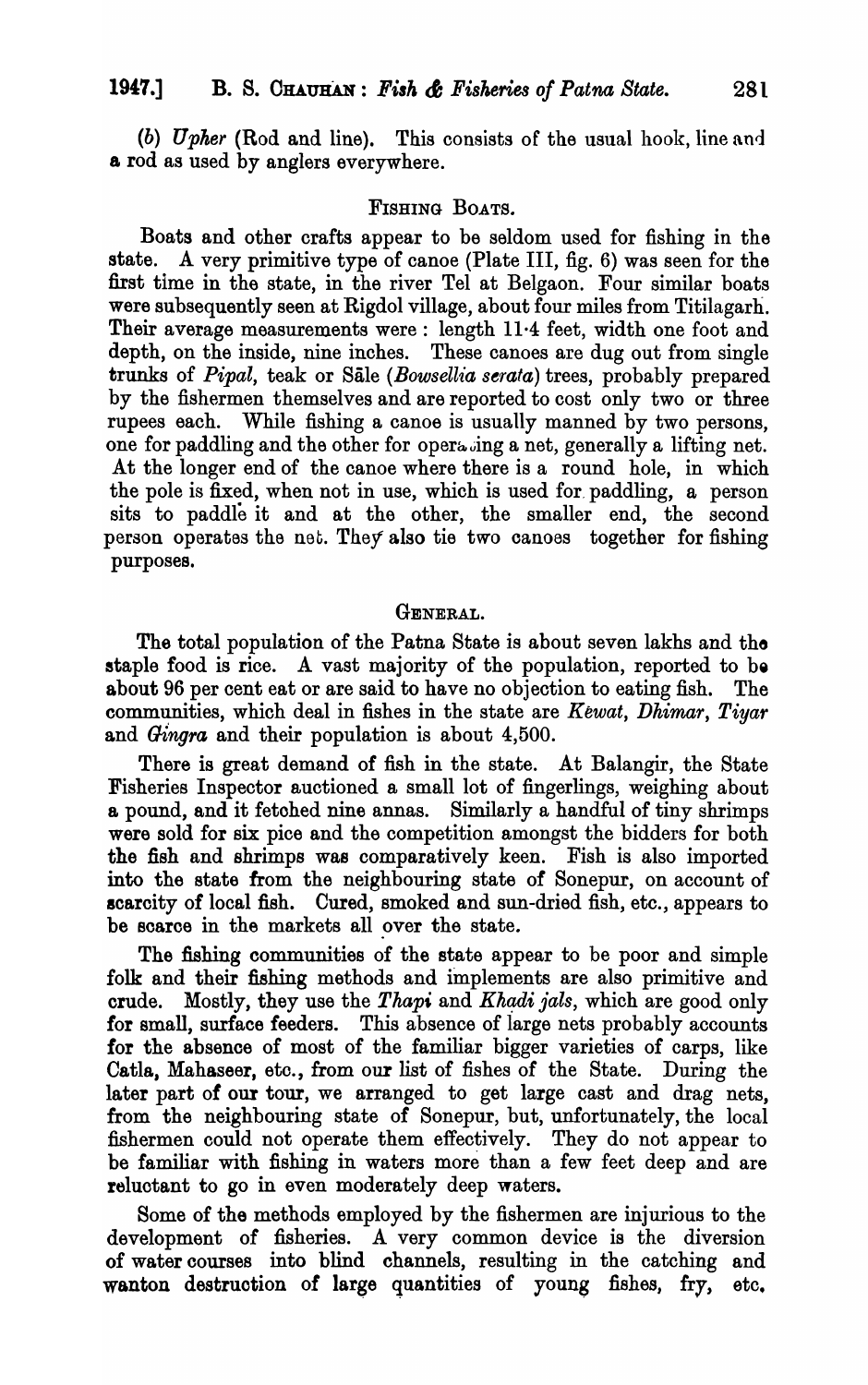(*b*) *Upher* (Rod and line). This consists of the usual hook, line and a rod as used by anglers everywhere.

### FISHING BOATS.

Boats and other crafts appear to be seldom used for fishing in the state. A very primitive type of canoe (Plate III, fig. 6) was seen for the first time in the state, in the river Tel at Belgaon. Four similar boats were subsequently seen at Rigdol village, about four miles from Titilagarh. Their average measurements were: length 11·4 feet, width one foot and depth, on the inside, nine inches. These canoes are dug out from single trunks of *Pipal*, teak or Sāle (*Bowsellia serata*) trees, probably prepared by the fishermen themselves and are reported to cost only two or three rupees each. While fishing a canoe is usually manned by two persons, one for paddling and the other for operating a net, generally a lifting net. At the longer end of the canoe where there is a round hole, in which the pole is fixed, when not in use, which is used for paddling, a person sits to paddle it and at the other, the smaller end, the second person operates the net. They also tie two canoes together for fishing purposes.

### GENERAL.

The total population of the Patna State is about seven lakhs and the staple food is rice. A vast majority of the population, reported to be about 96 per cent eat or are said to have no objection to eating fish. The communities, which deal in fishes in the state are *Kewat*, *Dhimar*, *Tiyar* and *Gingra* and their population is about 4,500.

There is great demand of fish in the state. At Balangir, the State Fisheries Inspector auctioned a small lot of fingerlings, weighing about a pound, and it fetched nine annas. Similarly a handful of tiny shrimps were sold for six pice and the competition amongst the bidders for both the fish and shrimps was comparatively keen. Fish is also imported into the state from the neighbouring state of Sonepur, on account of scarcity of local fish. Cured, smoked and sun-dried fish, etc., appears to be scarce in the markets all over the state.

The fishing communities of the state appear to be poor and simple folk and their fishing methods and implements are also primitive and crude. Mostly, they use the *Thapi* and *Khadi jals*, which are good only for small, surface feeders. This absence of large nets probably accounts for the absence of most of the familiar bigger varieties of carps, like Catla, Mahaseer, etc., from our list of fishes of the State. During the later part of our tour, we arranged to get large cast and drag nets, from the neighbouring state of Sonepur, but, unfortunately, the local fishermen could not operate them effectively. They do not appear to be familiar with fishing in waters more than a few feet deep and are reluctant to go in even moderately deep waters.

Some of the methods employed by the fishermen are injurious to the development of fisheries. A very common device is the diversion of water courses into blind channels, resulting in the catching and wanton destruction of large quantities of young fishes, fry, etc.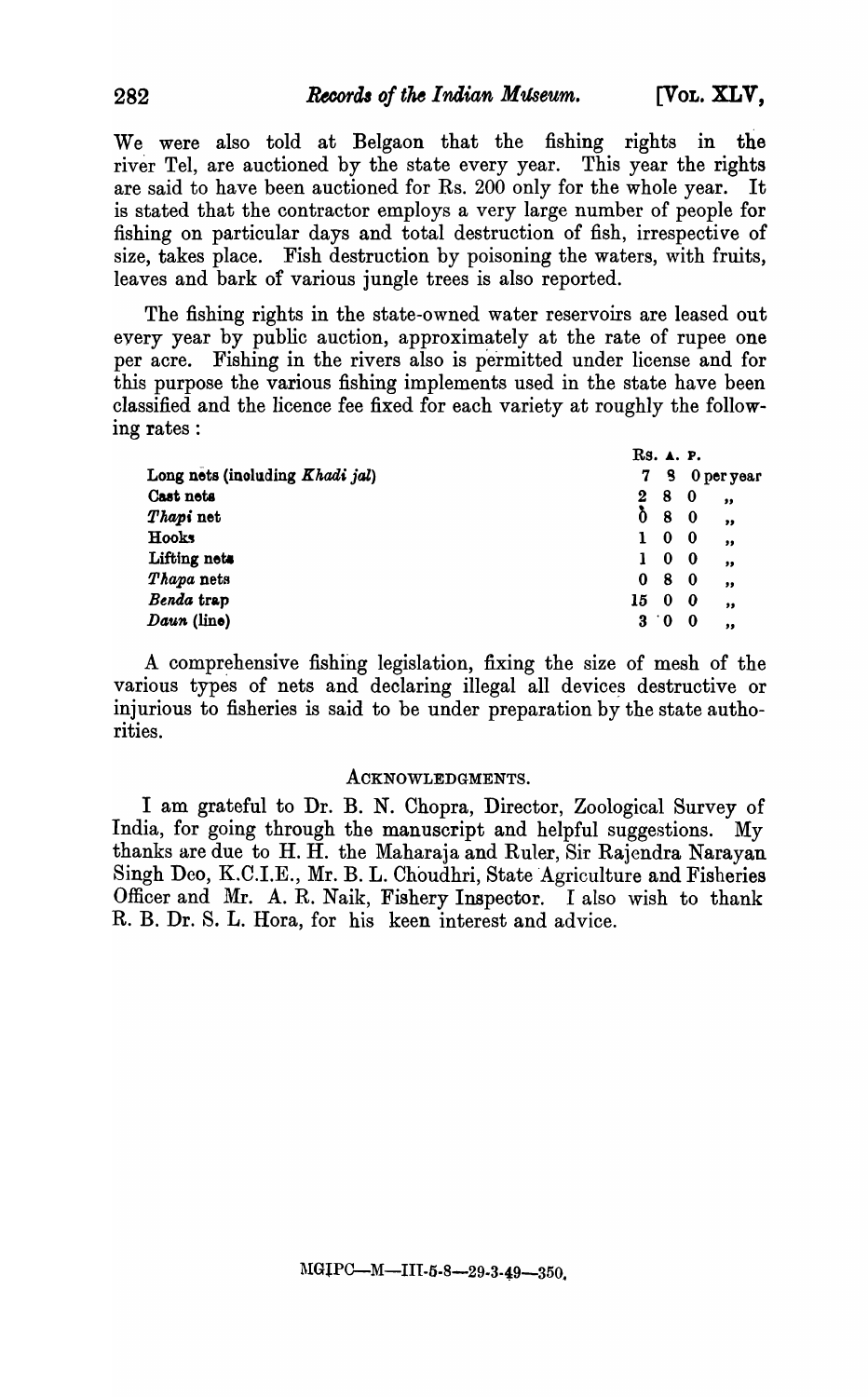We were also told at Belgaon that the fishing rights in the river Tel, are auctioned by the state every year. This year the rights are said to have been auctioned for Rs. 200 only for the whole year. It is stated that the contractor employs a very large number of people for fishing on particular days and total destruction of fish, irrespective of size, takes place. Fish destruction by poisoning the waters, with fruits, leaves and bark of various jungle trees is also reported.

The fishing rights in the state-owned water reservoirs are leased out every year by public auction, approximately at the rate of rupee one per acre. Fishing in the rivers also is permitted under license and for this purpose the various fishing implements used in the state have been classified and the licence fee fixed for each variety at roughly the following rates :

| | Rs. | A. | P. | |
|---|---|---|---|---|
| Long nets (including *Khadi jal*) | 7 | 8 | 0 | per year |
| Cast nets | 2 | 8 | 0 | ,, |
| *Thapi* net | 0 | 8 | 0 | ,, |
| Hooks | 1 | 0 | 0 | ,, |
| Lifting nets | 1 | 0 | 0 | ,, |
| *Thapa* nets | 0 | 8 | 0 | ,, |
| *Benda* trap | 15 | 0 | 0 | ,, |
| *Daun* (line) | 3 | 0 | 0 | ,, |

A comprehensive fishing legislation, fixing the size of mesh of the various types of nets and declaring illegal all devices destructive or injurious to fisheries is said to be under preparation by the state authorities.

## ACKNOWLEDGMENTS.

I am grateful to Dr. B. N. Chopra, Director, Zoological Survey of India, for going through the manuscript and helpful suggestions. My thanks are due to H. H. the Maharaja and Ruler, Sir Rajendra Narayan Singh Deo, K.C.I.E., Mr. B. L. Choudhri, State Agriculture and Fisheries Officer and Mr. A. R. Naik, Fishery Inspector. I also wish to thank R. B. Dr. S. L. Hora, for his keen interest and advice.

MGIPC—M—III-5-8—29-3-49—350.